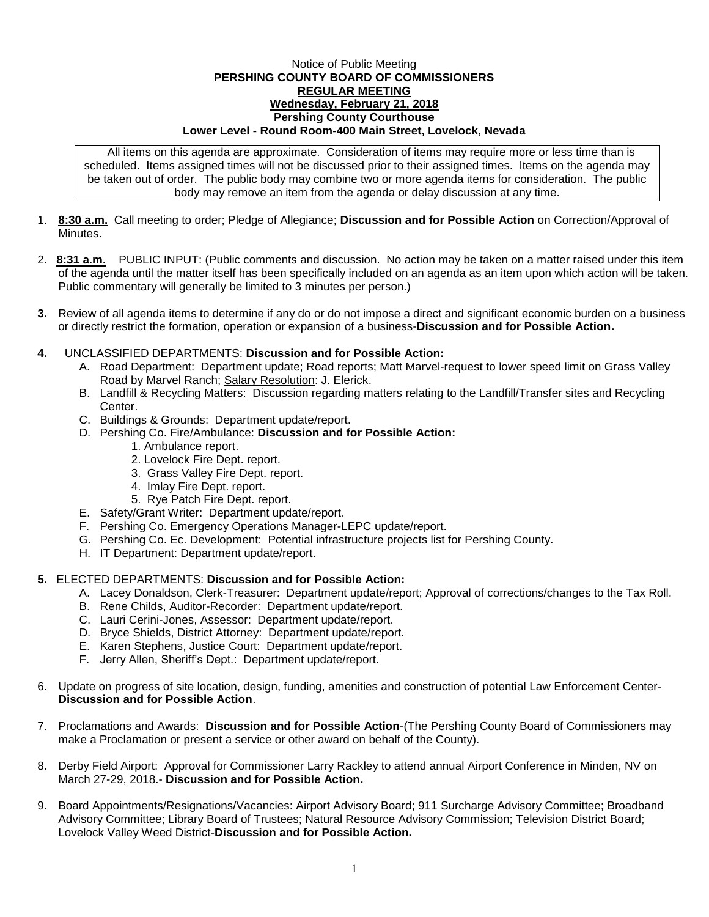Notice of Public Meeting

**PERSHING COUNTY BOARD OF COMMISSIONERS**

**REGULAR MEETING**

**Wednesday, February 21, 2018**

**Pershing County Courthouse**

**Lower Level - Round Room-400 Main Street, Lovelock, Nevada**

All items on this agenda are approximate. Consideration of items may require more or less time than is scheduled. Items assigned times will not be discussed prior to their assigned times. Items on the agenda may be taken out of order. The public body may combine two or more agenda items for consideration. The public body may remove an item from the agenda or delay discussion at any time.

1. **8:30 a.m.** Call meeting to order; Pledge of Allegiance; **Discussion and for Possible Action** on Correction/Approval of Minutes.

2. **8:31 a.m.** PUBLIC INPUT: (Public comments and discussion. No action may be taken on a matter raised under this item of the agenda until the matter itself has been specifically included on an agenda as an item upon which action will be taken. Public commentary will generally be limited to 3 minutes per person.)

3. Review of all agenda items to determine if any do or do not impose a direct and significant economic burden on a business or directly restrict the formation, operation or expansion of a business-**Discussion and for Possible Action.**

4. UNCLASSIFIED DEPARTMENTS: **Discussion and for Possible Action:**
   - A. Road Department: Department update; Road reports; Matt Marvel-request to lower speed limit on Grass Valley Road by Marvel Ranch; Salary Resolution: J. Elerick.
   - B. Landfill & Recycling Matters: Discussion regarding matters relating to the Landfill/Transfer sites and Recycling Center.
   - C. Buildings & Grounds: Department update/report.
   - D. Pershing Co. Fire/Ambulance: **Discussion and for Possible Action:**
     1. Ambulance report.
     2. Lovelock Fire Dept. report.
     3. Grass Valley Fire Dept. report.
     4. Imlay Fire Dept. report.
     5. Rye Patch Fire Dept. report.
   - E. Safety/Grant Writer: Department update/report.
   - F. Pershing Co. Emergency Operations Manager-LEPC update/report.
   - G. Pershing Co. Ec. Development: Potential infrastructure projects list for Pershing County.
   - H. IT Department: Department update/report.

5. ELECTED DEPARTMENTS: **Discussion and for Possible Action:**
   - A. Lacey Donaldson, Clerk-Treasurer: Department update/report; Approval of corrections/changes to the Tax Roll.
   - B. Rene Childs, Auditor-Recorder: Department update/report.
   - C. Lauri Cerini-Jones, Assessor: Department update/report.
   - D. Bryce Shields, District Attorney: Department update/report.
   - E. Karen Stephens, Justice Court: Department update/report.
   - F. Jerry Allen, Sheriff's Dept.: Department update/report.

6. Update on progress of site location, design, funding, amenities and construction of potential Law Enforcement Center-**Discussion and for Possible Action**.

7. Proclamations and Awards: **Discussion and for Possible Action**-(The Pershing County Board of Commissioners may make a Proclamation or present a service or other award on behalf of the County).

8. Derby Field Airport: Approval for Commissioner Larry Rackley to attend annual Airport Conference in Minden, NV on March 27-29, 2018.- **Discussion and for Possible Action.**

9. Board Appointments/Resignations/Vacancies: Airport Advisory Board; 911 Surcharge Advisory Committee; Broadband Advisory Committee; Library Board of Trustees; Natural Resource Advisory Commission; Television District Board; Lovelock Valley Weed District-**Discussion and for Possible Action.**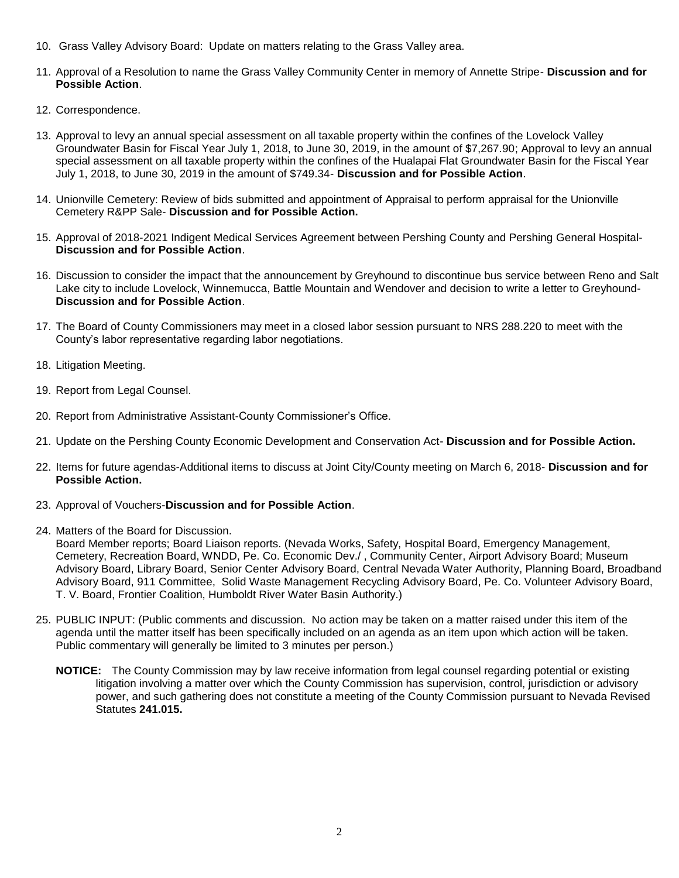10. Grass Valley Advisory Board: Update on matters relating to the Grass Valley area.

11. Approval of a Resolution to name the Grass Valley Community Center in memory of Annette Stripe- **Discussion and for Possible Action**.

12. Correspondence.

13. Approval to levy an annual special assessment on all taxable property within the confines of the Lovelock Valley Groundwater Basin for Fiscal Year July 1, 2018, to June 30, 2019, in the amount of $7,267.90; Approval to levy an annual special assessment on all taxable property within the confines of the Hualapai Flat Groundwater Basin for the Fiscal Year July 1, 2018, to June 30, 2019 in the amount of $749.34- **Discussion and for Possible Action**.

14. Unionville Cemetery: Review of bids submitted and appointment of Appraisal to perform appraisal for the Unionville Cemetery R&PP Sale- **Discussion and for Possible Action.**

15. Approval of 2018-2021 Indigent Medical Services Agreement between Pershing County and Pershing General Hospital- **Discussion and for Possible Action**.

16. Discussion to consider the impact that the announcement by Greyhound to discontinue bus service between Reno and Salt Lake city to include Lovelock, Winnemucca, Battle Mountain and Wendover and decision to write a letter to Greyhound- **Discussion and for Possible Action**.

17. The Board of County Commissioners may meet in a closed labor session pursuant to NRS 288.220 to meet with the County's labor representative regarding labor negotiations.

18. Litigation Meeting.

19. Report from Legal Counsel.

20. Report from Administrative Assistant-County Commissioner's Office.

21. Update on the Pershing County Economic Development and Conservation Act- **Discussion and for Possible Action.**

22. Items for future agendas-Additional items to discuss at Joint City/County meeting on March 6, 2018- **Discussion and for Possible Action.**

23. Approval of Vouchers-**Discussion and for Possible Action**.

24. Matters of the Board for Discussion.
    Board Member reports; Board Liaison reports. (Nevada Works, Safety, Hospital Board, Emergency Management, Cemetery, Recreation Board, WNDD, Pe. Co. Economic Dev./ , Community Center, Airport Advisory Board; Museum Advisory Board, Library Board, Senior Center Advisory Board, Central Nevada Water Authority, Planning Board, Broadband Advisory Board, 911 Committee, Solid Waste Management Recycling Advisory Board, Pe. Co. Volunteer Advisory Board, T. V. Board, Frontier Coalition, Humboldt River Water Basin Authority.)

25. PUBLIC INPUT: (Public comments and discussion. No action may be taken on a matter raised under this item of the agenda until the matter itself has been specifically included on an agenda as an item upon which action will be taken. Public commentary will generally be limited to 3 minutes per person.)

    **NOTICE:** The County Commission may by law receive information from legal counsel regarding potential or existing litigation involving a matter over which the County Commission has supervision, control, jurisdiction or advisory power, and such gathering does not constitute a meeting of the County Commission pursuant to Nevada Revised Statutes **241.015.**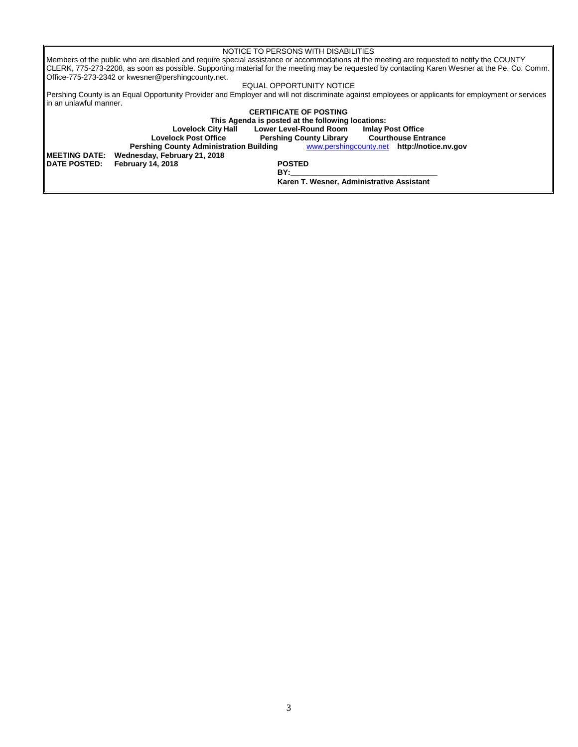NOTICE TO PERSONS WITH DISABILITIES

Members of the public who are disabled and require special assistance or accommodations at the meeting are requested to notify the COUNTY CLERK, 775-273-2208, as soon as possible. Supporting material for the meeting may be requested by contacting Karen Wesner at the Pe. Co. Comm. Office-775-273-2342 or kwesner@pershingcounty.net.

EQUAL OPPORTUNITY NOTICE

Pershing County is an Equal Opportunity Provider and Employer and will not discriminate against employees or applicants for employment or services in an unlawful manner.

**CERTIFICATE OF POSTING**

**This Agenda is posted at the following locations:**

**Lovelock City Hall** **Lower Level-Round Room** **Imlay Post Office**
**Lovelock Post Office** **Pershing County Library** **Courthouse Entrance**
**Pershing County Administration Building** www.pershingcounty.net **http://notice.nv.gov**

**MEETING DATE: Wednesday, February 21, 2018**
**DATE POSTED: February 14, 2018** **POSTED BY:_________________________________**

**Karen T. Wesner, Administrative Assistant**